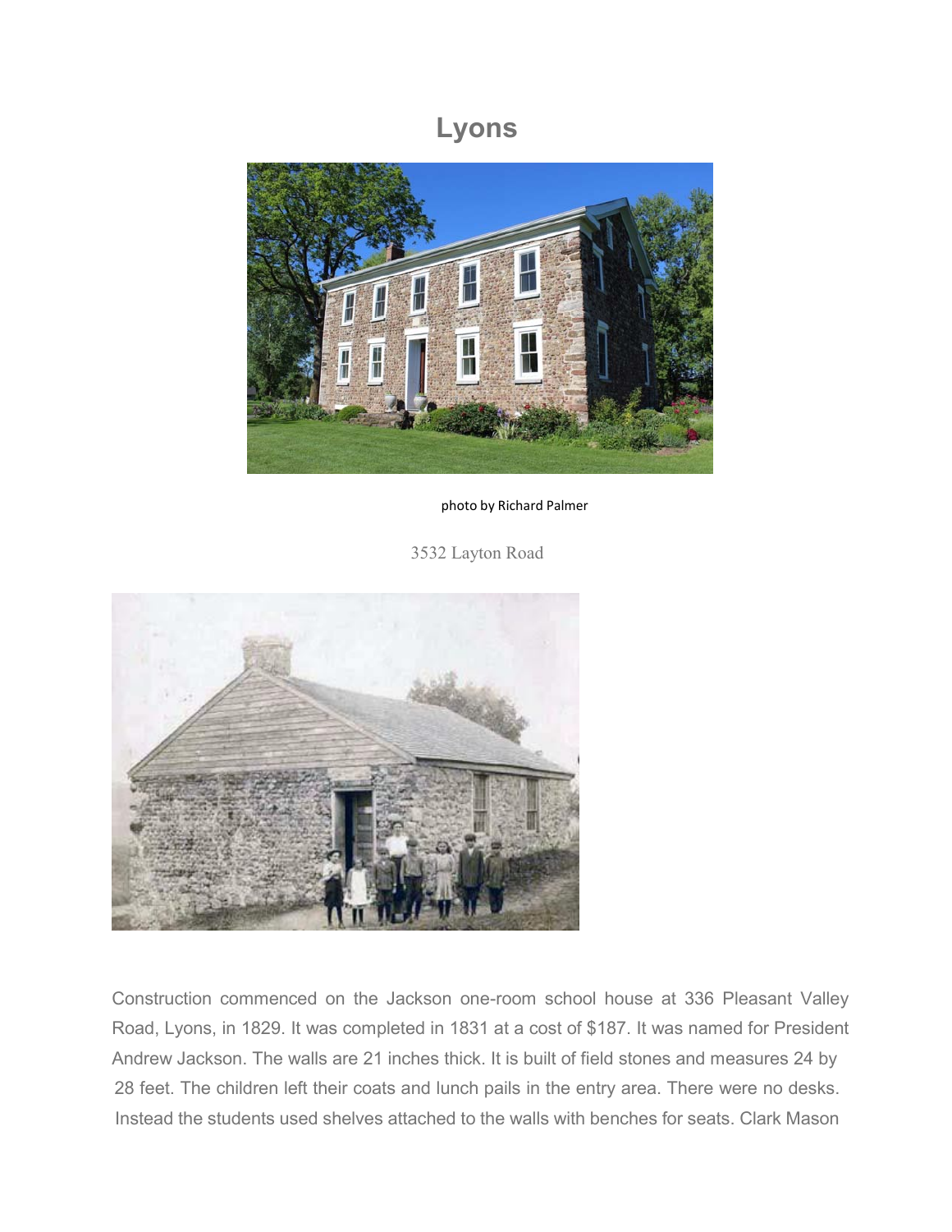# Lyons

photo by Richard Palmer

3532 Layton Road

Construction commenced on the Jackson one-room school house at 336 Pleasant Valley Road, Lyons, in 1829. It was completed in 1831 at a cost of $187. It was named for President Andrew Jackson. The walls are 21 inches thick. It is built of field stones and measures 24 by 28 feet. The children left their coats and lunch pails in the entry area. There were no desks. Instead the students used shelves attached to the walls with benches for seats. Clark Mason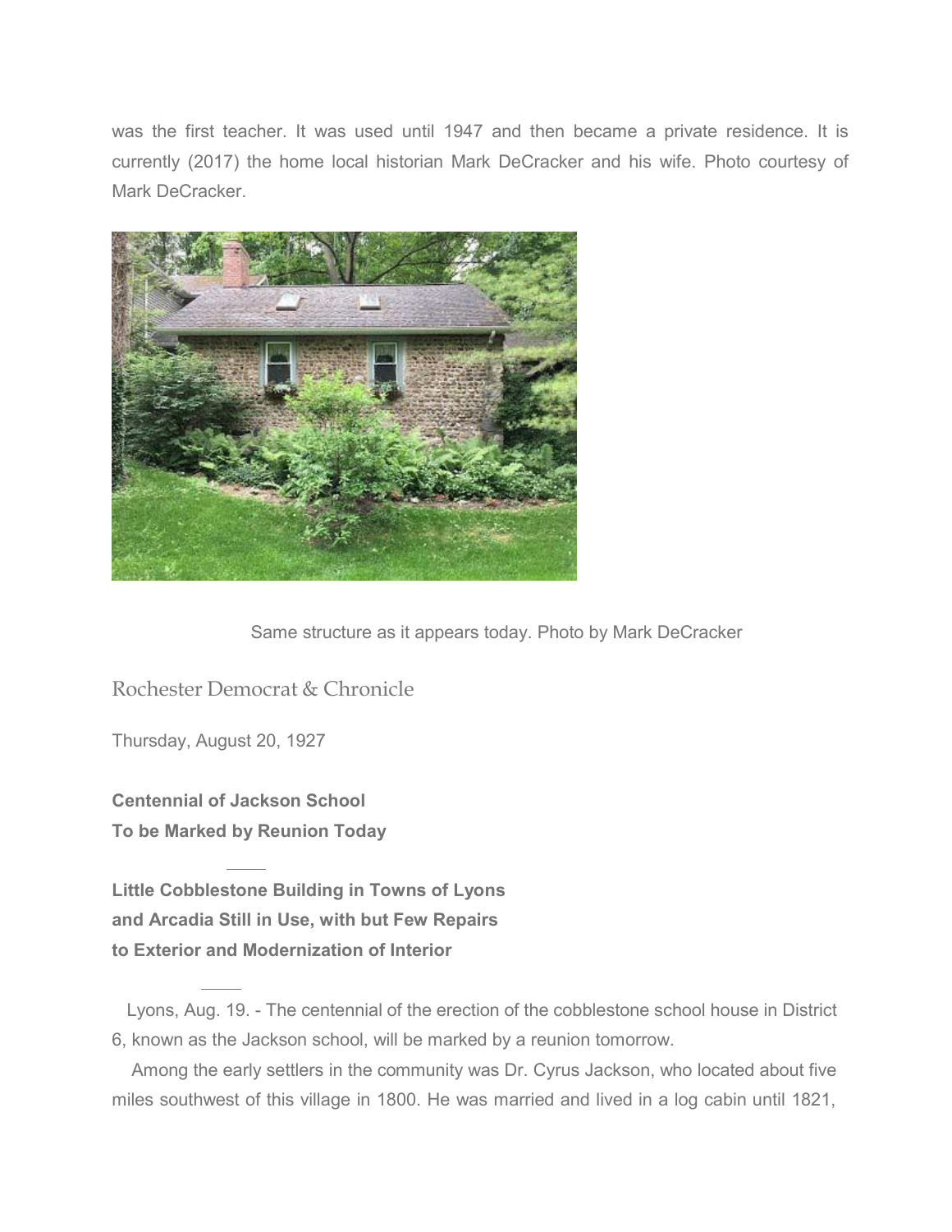was the first teacher. It was used until 1947 and then became a private residence. It is currently (2017) the home local historian Mark DeCracker and his wife. Photo courtesy of Mark DeCracker.

Same structure as it appears today. Photo by Mark DeCracker

## Rochester Democrat & Chronicle

Thursday, August 20, 1927

**Centennial of Jackson School**
**To be Marked by Reunion Today**

---

**Little Cobblestone Building in Towns of Lyons and Arcadia Still in Use, with but Few Repairs to Exterior and Modernization of Interior**

---

Lyons, Aug. 19. - The centennial of the erection of the cobblestone school house in District 6, known as the Jackson school, will be marked by a reunion tomorrow.

Among the early settlers in the community was Dr. Cyrus Jackson, who located about five miles southwest of this village in 1800. He was married and lived in a log cabin until 1821,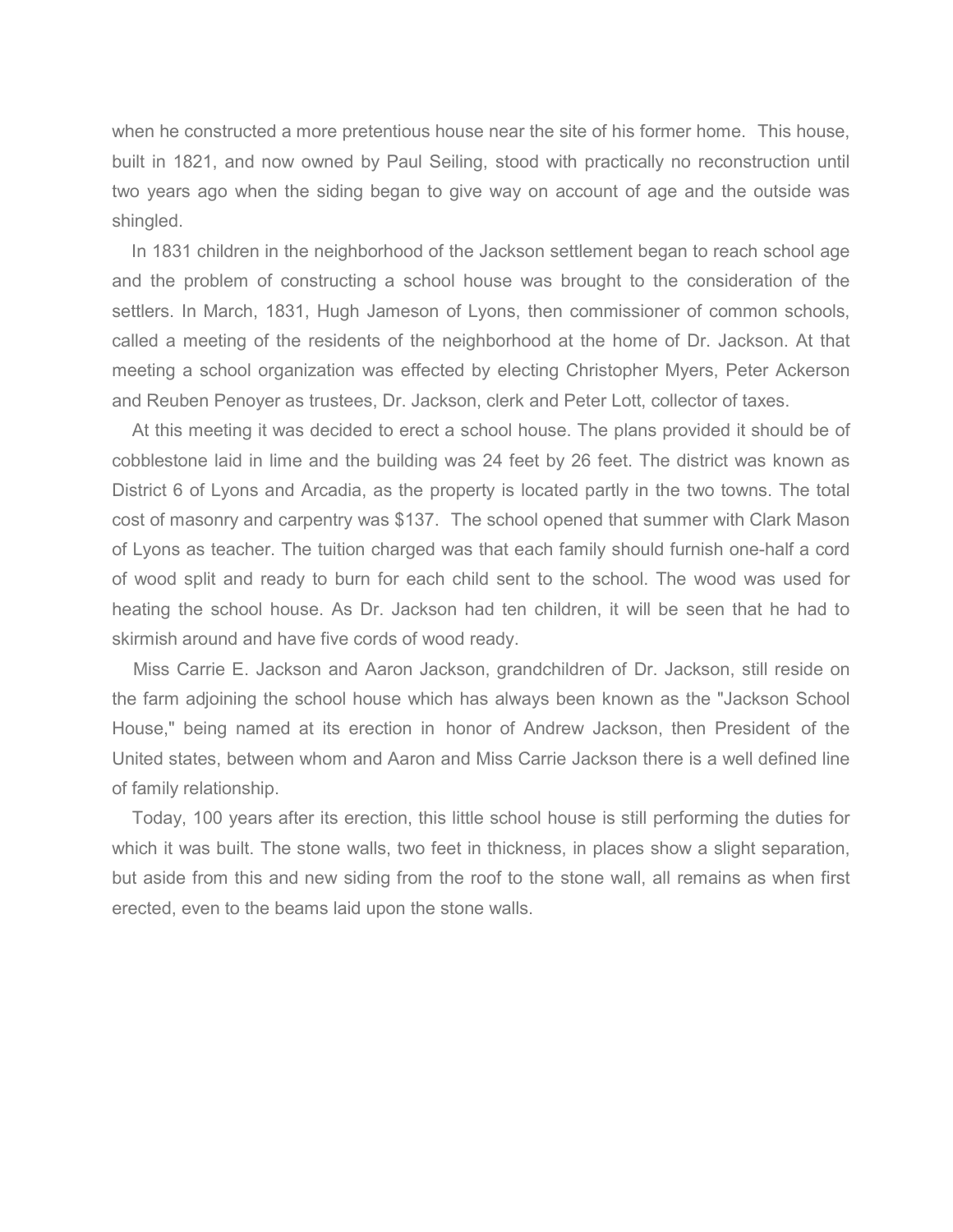when he constructed a more pretentious house near the site of his former home. This house, built in 1821, and now owned by Paul Seiling, stood with practically no reconstruction until two years ago when the siding began to give way on account of age and the outside was shingled.

In 1831 children in the neighborhood of the Jackson settlement began to reach school age and the problem of constructing a school house was brought to the consideration of the settlers. In March, 1831, Hugh Jameson of Lyons, then commissioner of common schools, called a meeting of the residents of the neighborhood at the home of Dr. Jackson. At that meeting a school organization was effected by electing Christopher Myers, Peter Ackerson and Reuben Penoyer as trustees, Dr. Jackson, clerk and Peter Lott, collector of taxes.

At this meeting it was decided to erect a school house. The plans provided it should be of cobblestone laid in lime and the building was 24 feet by 26 feet. The district was known as District 6 of Lyons and Arcadia, as the property is located partly in the two towns. The total cost of masonry and carpentry was $137. The school opened that summer with Clark Mason of Lyons as teacher. The tuition charged was that each family should furnish one-half a cord of wood split and ready to burn for each child sent to the school. The wood was used for heating the school house. As Dr. Jackson had ten children, it will be seen that he had to skirmish around and have five cords of wood ready.

Miss Carrie E. Jackson and Aaron Jackson, grandchildren of Dr. Jackson, still reside on the farm adjoining the school house which has always been known as the "Jackson School House," being named at its erection in honor of Andrew Jackson, then President of the United states, between whom and Aaron and Miss Carrie Jackson there is a well defined line of family relationship.

Today, 100 years after its erection, this little school house is still performing the duties for which it was built. The stone walls, two feet in thickness, in places show a slight separation, but aside from this and new siding from the roof to the stone wall, all remains as when first erected, even to the beams laid upon the stone walls.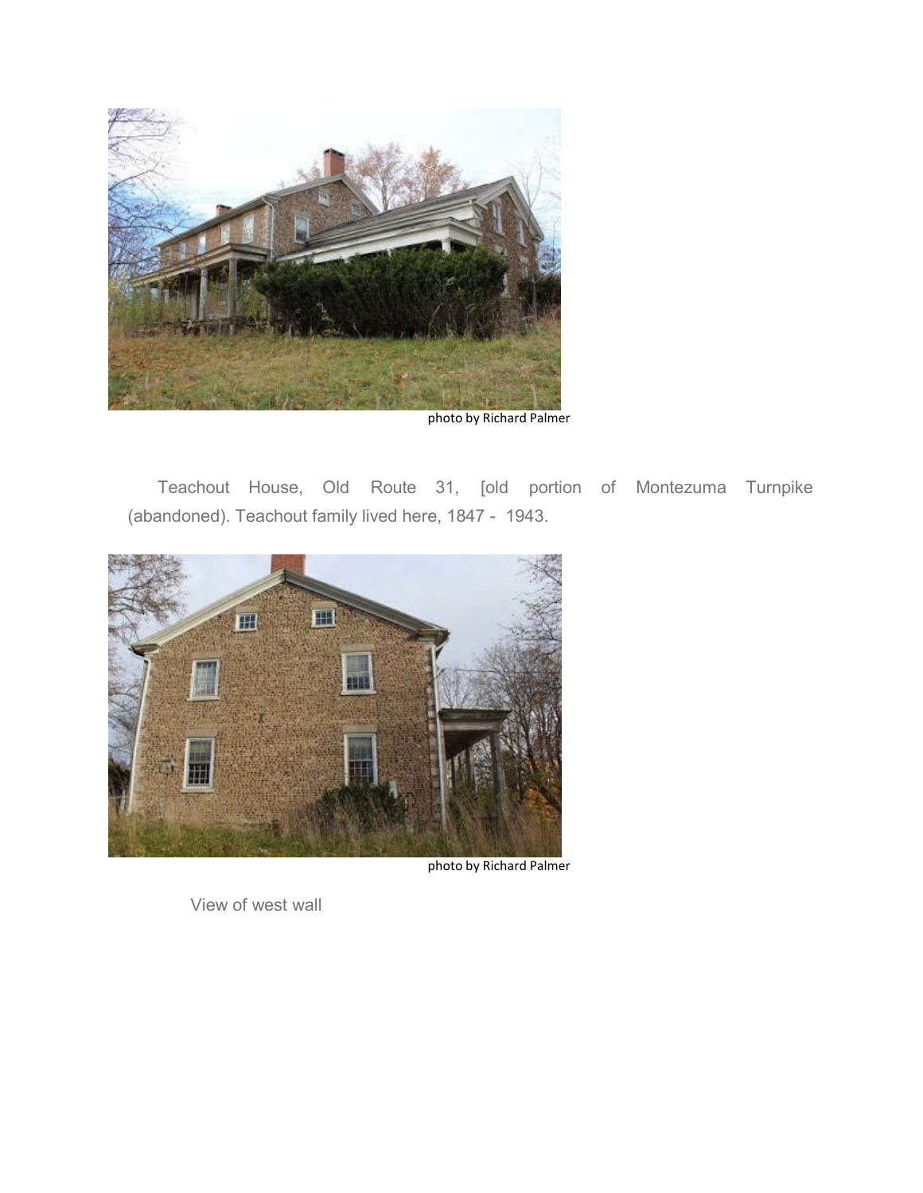photo by Richard Palmer

Teachout House, Old Route 31, [old portion of Montezuma Turnpike (abandoned). Teachout family lived here, 1847 - 1943.

photo by Richard Palmer

View of west wall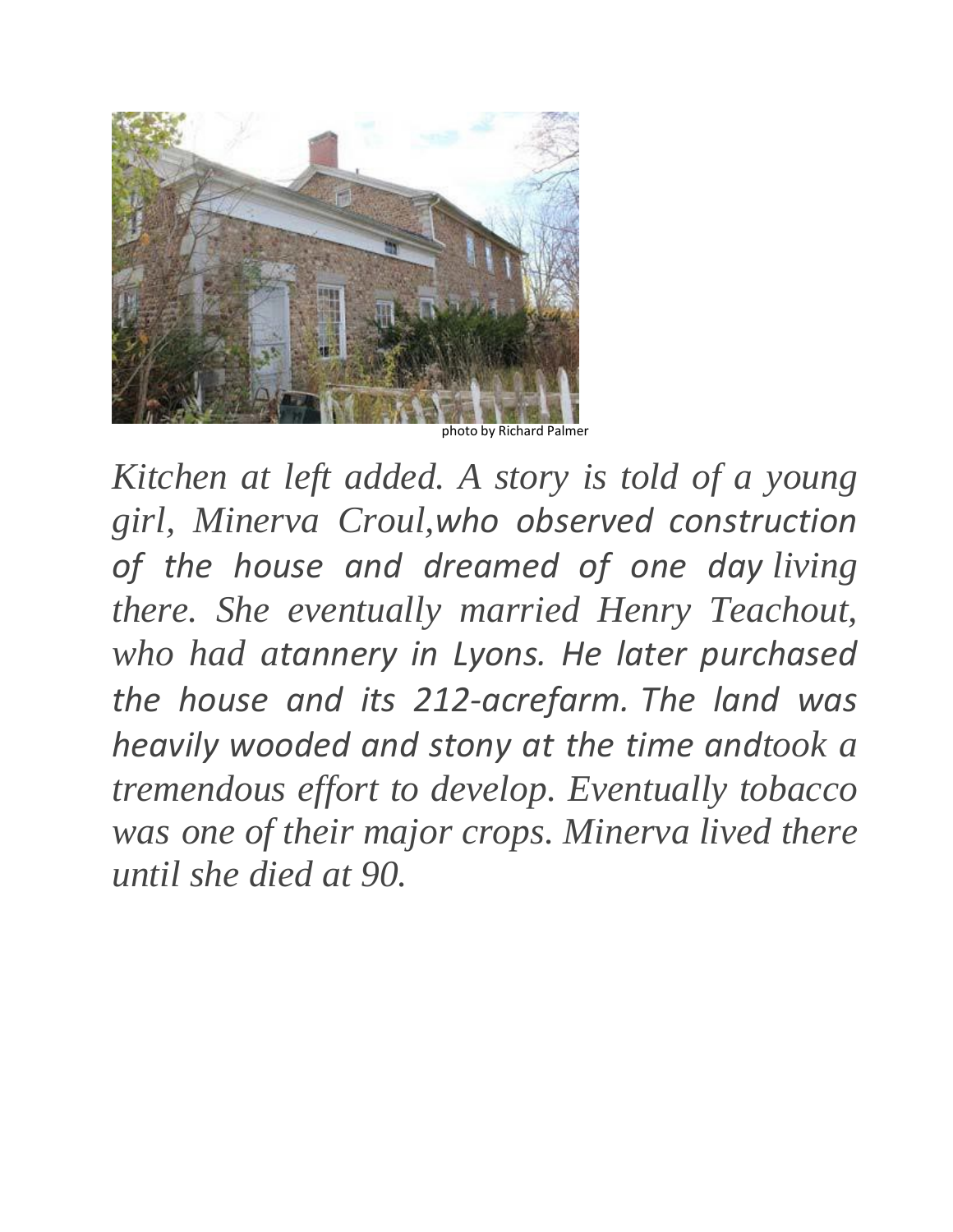photo by Richard Palmer

*Kitchen at left added. A story is told of a young girl, Minerva Croul,who observed construction of the house and dreamed of one day living there. She eventually married Henry Teachout, who had atannery in Lyons. He later purchased the house and its 212-acrefarm. The land was heavily wooded and stony at the time andtook a tremendous effort to develop. Eventually tobacco was one of their major crops. Minerva lived there until she died at 90.*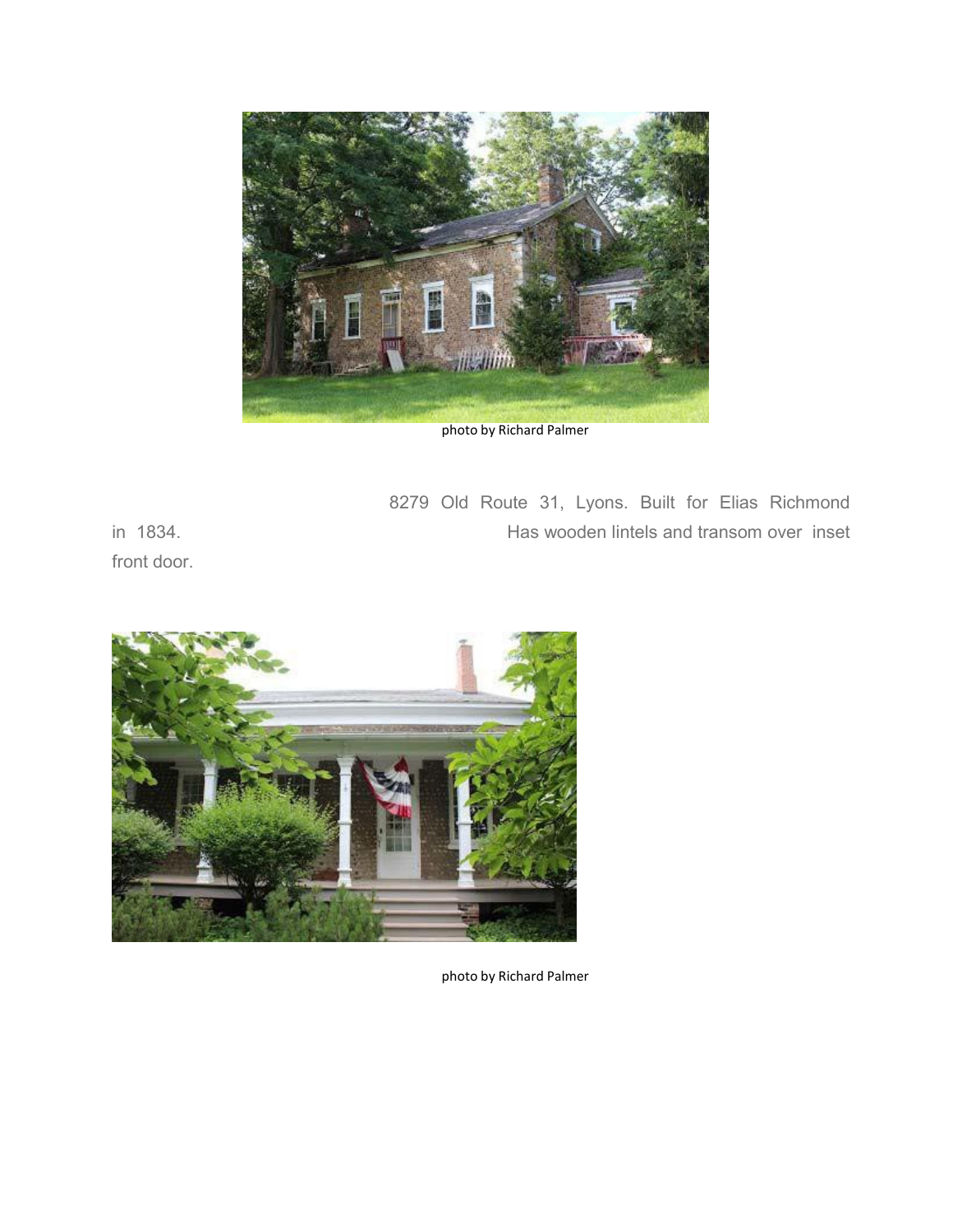photo by Richard Palmer

8279 Old Route 31, Lyons. Built for Elias Richmond in 1834. Has wooden lintels and transom over inset front door.

photo by Richard Palmer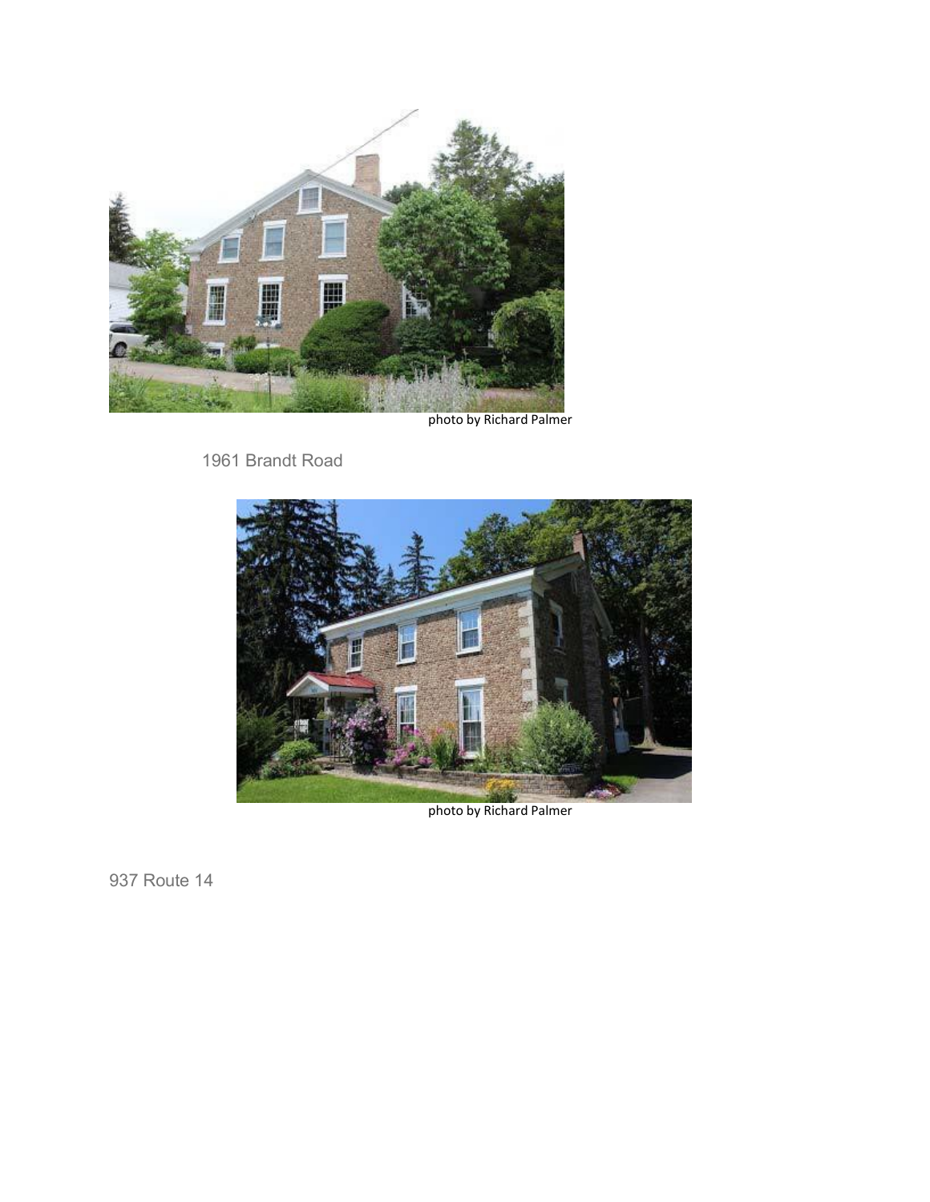photo by Richard Palmer

1961 Brandt Road

photo by Richard Palmer

937 Route 14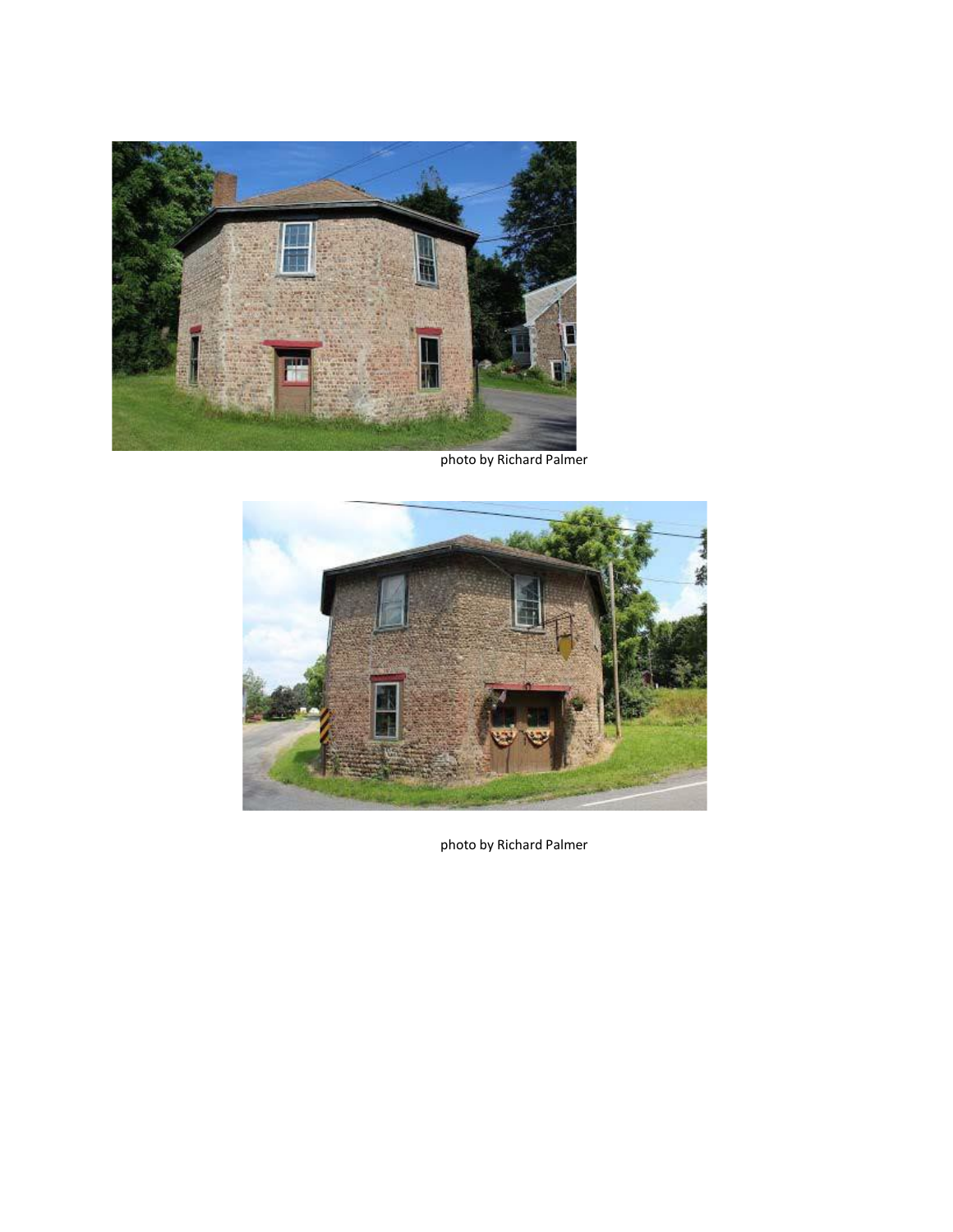photo by Richard Palmer

photo by Richard Palmer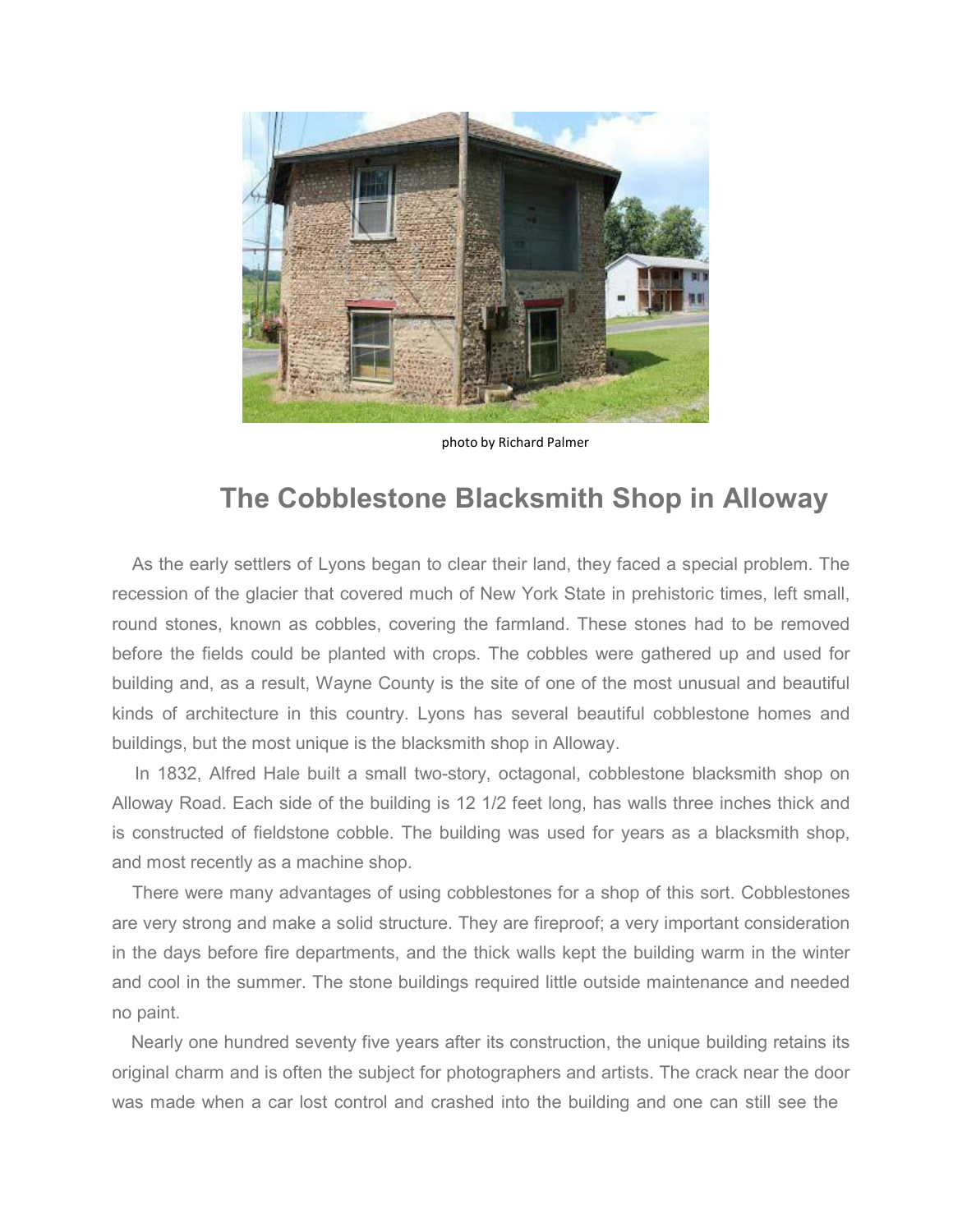photo by Richard Palmer

## The Cobblestone Blacksmith Shop in Alloway

As the early settlers of Lyons began to clear their land, they faced a special problem. The recession of the glacier that covered much of New York State in prehistoric times, left small, round stones, known as cobbles, covering the farmland. These stones had to be removed before the fields could be planted with crops. The cobbles were gathered up and used for building and, as a result, Wayne County is the site of one of the most unusual and beautiful kinds of architecture in this country. Lyons has several beautiful cobblestone homes and buildings, but the most unique is the blacksmith shop in Alloway.

In 1832, Alfred Hale built a small two-story, octagonal, cobblestone blacksmith shop on Alloway Road. Each side of the building is 12 1/2 feet long, has walls three inches thick and is constructed of fieldstone cobble. The building was used for years as a blacksmith shop, and most recently as a machine shop.

There were many advantages of using cobblestones for a shop of this sort. Cobblestones are very strong and make a solid structure. They are fireproof; a very important consideration in the days before fire departments, and the thick walls kept the building warm in the winter and cool in the summer. The stone buildings required little outside maintenance and needed no paint.

Nearly one hundred seventy five years after its construction, the unique building retains its original charm and is often the subject for photographers and artists. The crack near the door was made when a car lost control and crashed into the building and one can still see the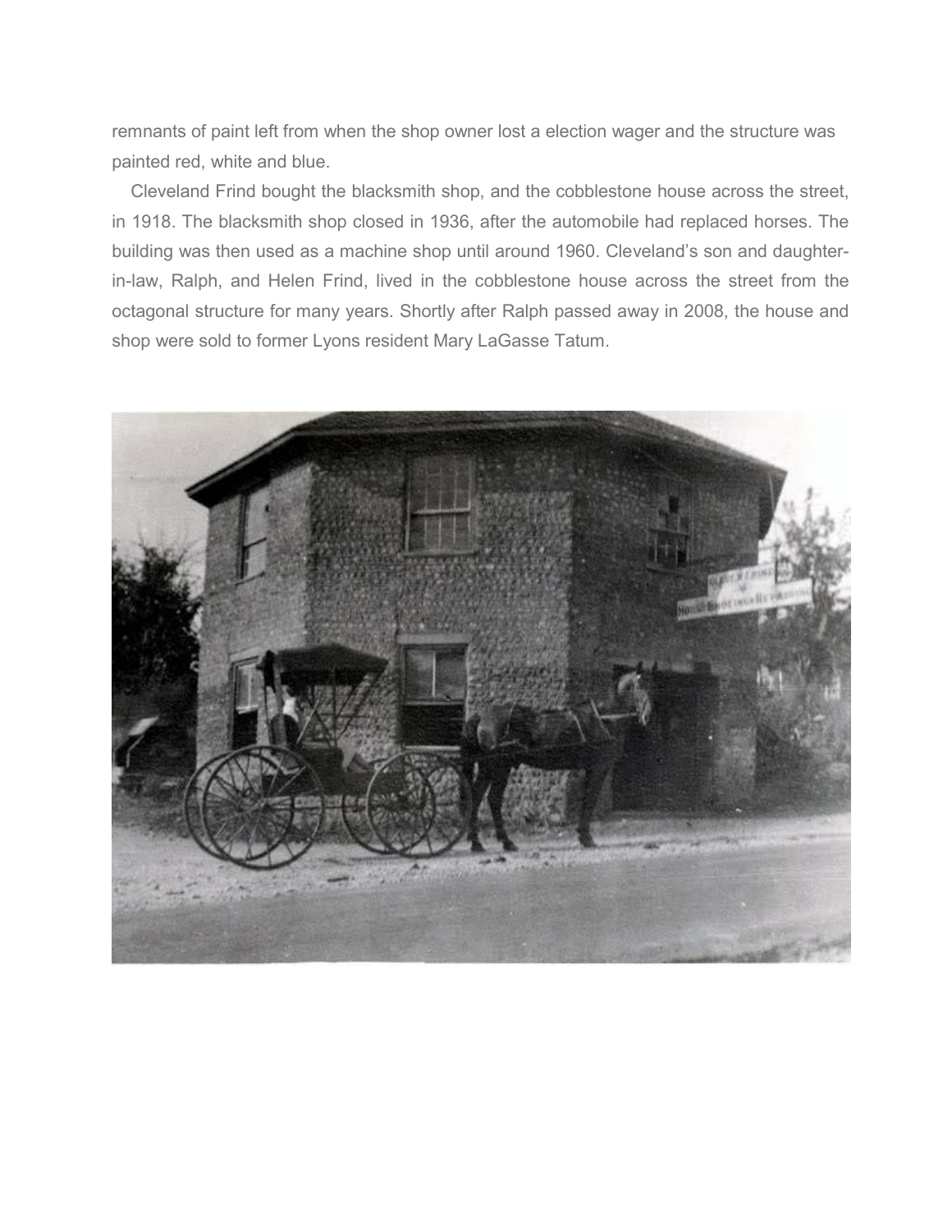remnants of paint left from when the shop owner lost a election wager and the structure was painted red, white and blue.

Cleveland Frind bought the blacksmith shop, and the cobblestone house across the street, in 1918. The blacksmith shop closed in 1936, after the automobile had replaced horses. The building was then used as a machine shop until around 1960. Cleveland's son and daughter-in-law, Ralph, and Helen Frind, lived in the cobblestone house across the street from the octagonal structure for many years. Shortly after Ralph passed away in 2008, the house and shop were sold to former Lyons resident Mary LaGasse Tatum.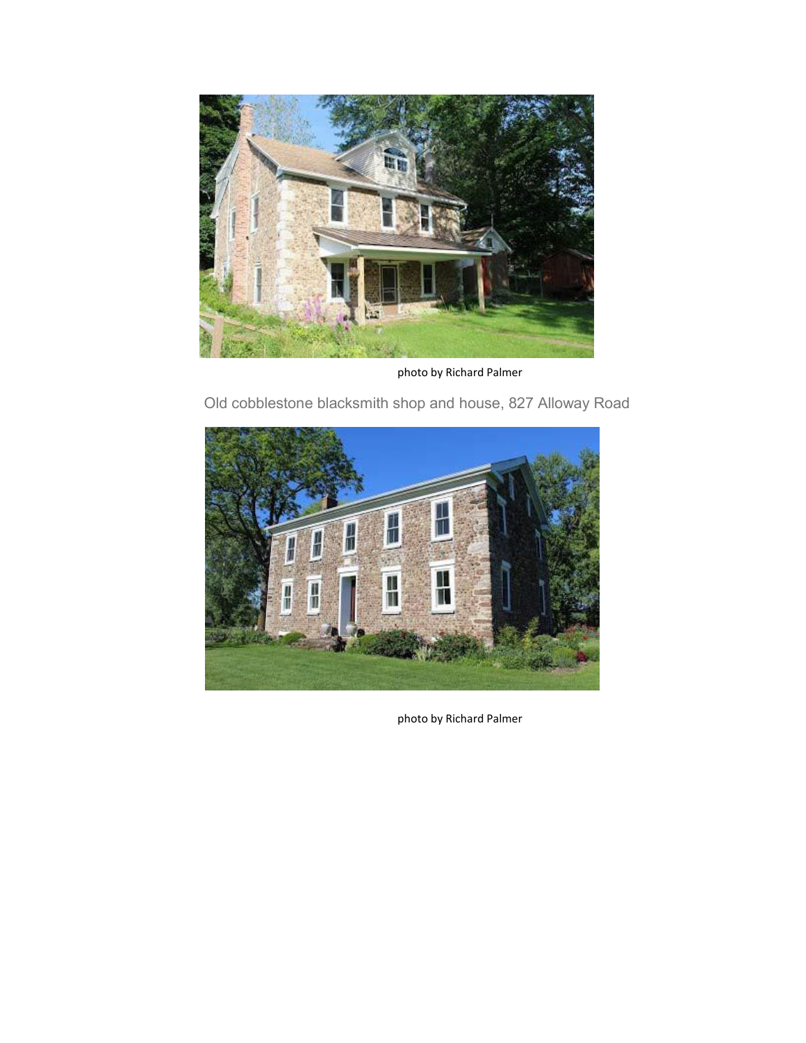photo by Richard Palmer

Old cobblestone blacksmith shop and house, 827 Alloway Road

photo by Richard Palmer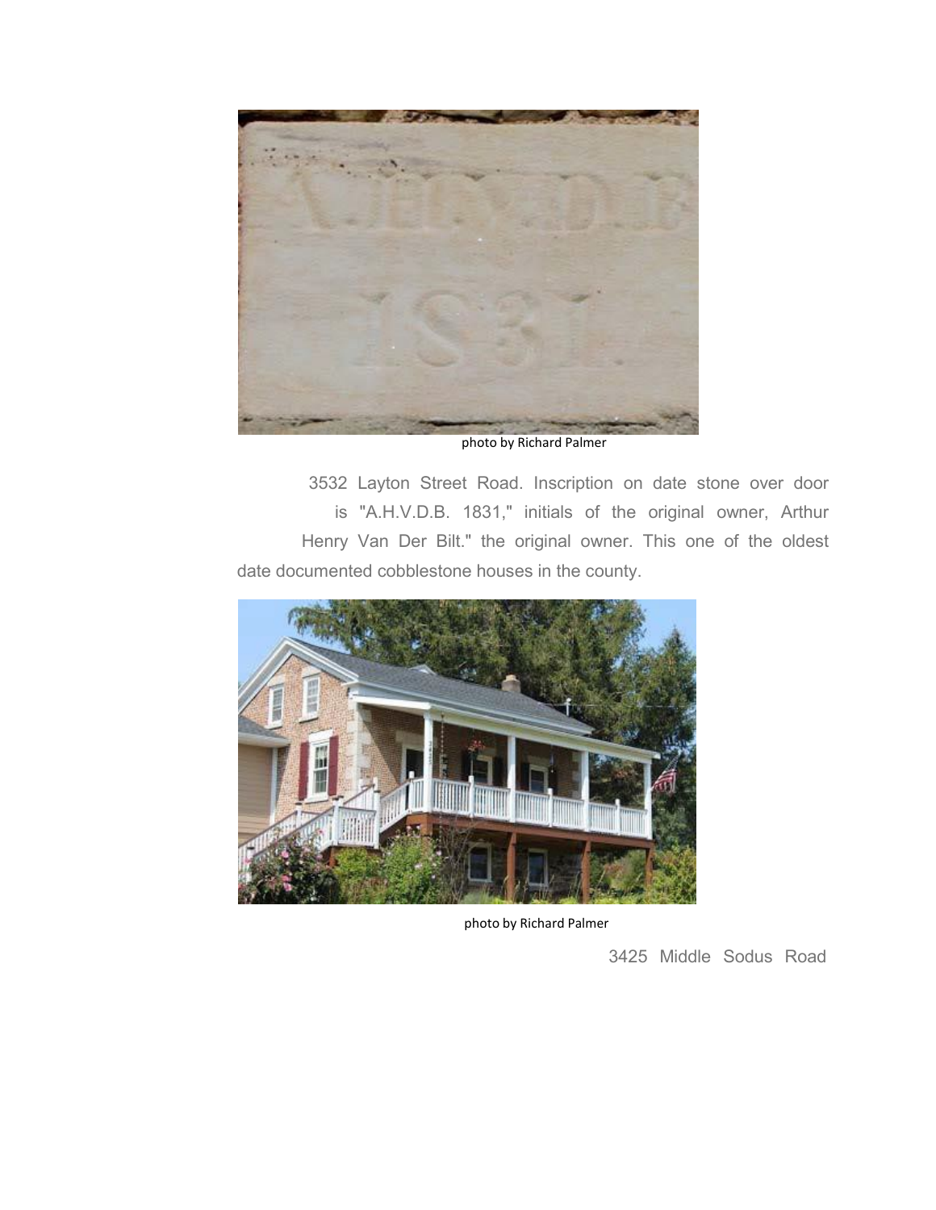photo by Richard Palmer

3532 Layton Street Road. Inscription on date stone over door is "A.H.V.D.B. 1831," initials of the original owner, Arthur Henry Van Der Bilt." the original owner. This one of the oldest date documented cobblestone houses in the county.

photo by Richard Palmer

3425 Middle Sodus Road